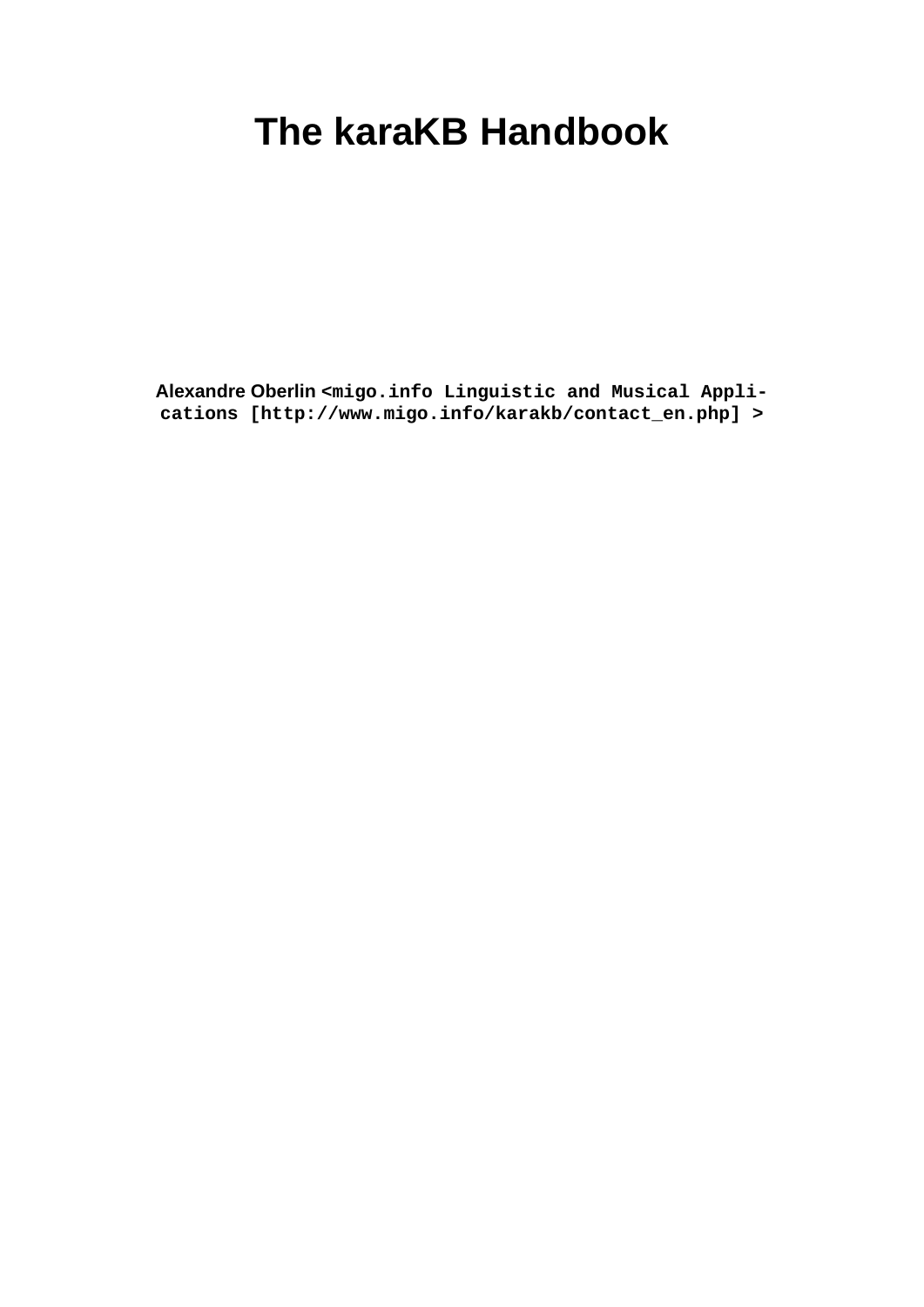# The karaKB Handbook

**Alexandre Oberlin** `<migo.info Linguistic and Musical Applications [http://www.migo.info/karakb/contact_en.php] >`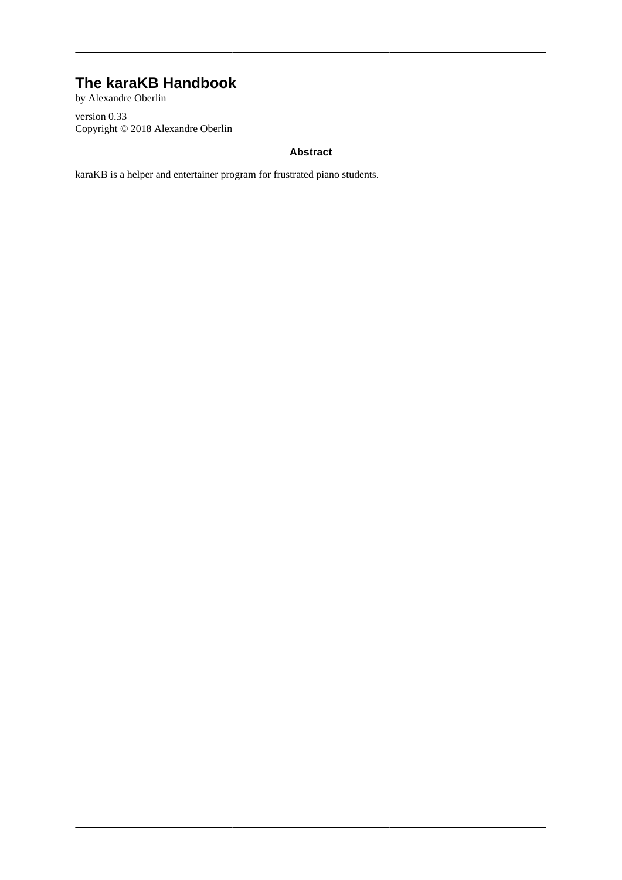# The karaKB Handbook

by Alexandre Oberlin

version 0.33
Copyright © 2018 Alexandre Oberlin

**Abstract**

karaKB is a helper and entertainer program for frustrated piano students.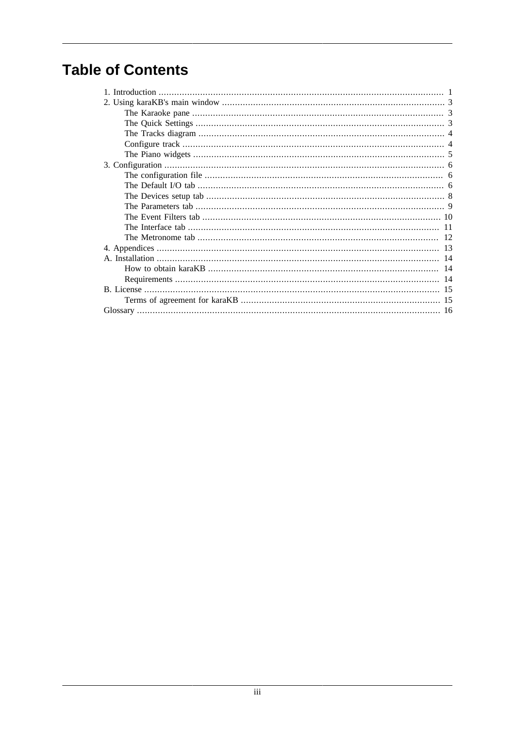# Table of Contents

- 1. Introduction ..... 1
- 2. Using karaKB's main window ..... 3
  - The Karaoke pane ..... 3
  - The Quick Settings ..... 3
  - The Tracks diagram ..... 4
  - Configure track ..... 4
  - The Piano widgets ..... 5
- 3. Configuration ..... 6
  - The configuration file ..... 6
  - The Default I/O tab ..... 6
  - The Devices setup tab ..... 8
  - The Parameters tab ..... 9
  - The Event Filters tab ..... 10
  - The Interface tab ..... 11
  - The Metronome tab ..... 12
- 4. Appendices ..... 13
- A. Installation ..... 14
  - How to obtain karaKB ..... 14
  - Requirements ..... 14
- B. License ..... 15
  - Terms of agreement for karaKB ..... 15
- Glossary ..... 16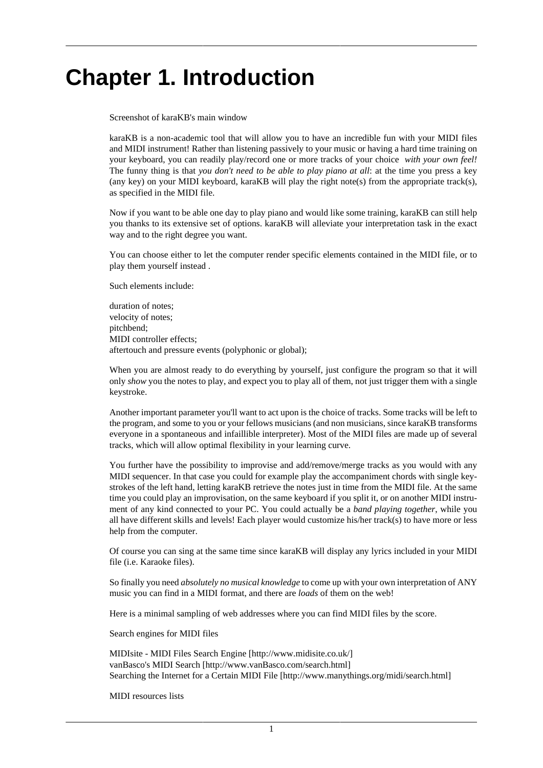# Chapter 1. Introduction

Screenshot of karaKB's main window

karaKB is a non-academic tool that will allow you to have an incredible fun with your MIDI files and MIDI instrument! Rather than listening passively to your music or having a hard time training on your keyboard, you can readily play/record one or more tracks of your choice *with your own feel!* The funny thing is that *you don't need to be able to play piano at all*: at the time you press a key (any key) on your MIDI keyboard, karaKB will play the right note(s) from the appropriate track(s), as specified in the MIDI file.

Now if you want to be able one day to play piano and would like some training, karaKB can still help you thanks to its extensive set of options. karaKB will alleviate your interpretation task in the exact way and to the right degree you want.

You can choose either to let the computer render specific elements contained in the MIDI file, or to play them yourself instead .

Such elements include:

- duration of notes;
- velocity of notes;
- pitchbend;
- MIDI controller effects;
- aftertouch and pressure events (polyphonic or global);

When you are almost ready to do everything by yourself, just configure the program so that it will only *show* you the notes to play, and expect you to play all of them, not just trigger them with a single keystroke.

Another important parameter you'll want to act upon is the choice of tracks. Some tracks will be left to the program, and some to you or your fellows musicians (and non musicians, since karaKB transforms everyone in a spontaneous and infaillible interpreter). Most of the MIDI files are made up of several tracks, which will allow optimal flexibility in your learning curve.

You further have the possibility to improvise and add/remove/merge tracks as you would with any MIDI sequencer. In that case you could for example play the accompaniment chords with single keystrokes of the left hand, letting karaKB retrieve the notes just in time from the MIDI file. At the same time you could play an improvisation, on the same keyboard if you split it, or on another MIDI instrument of any kind connected to your PC. You could actually be a *band playing together*, while you all have different skills and levels! Each player would customize his/her track(s) to have more or less help from the computer.

Of course you can sing at the same time since karaKB will display any lyrics included in your MIDI file (i.e. Karaoke files).

So finally you need *absolutely no musical knowledge* to come up with your own interpretation of ANY music you can find in a MIDI format, and there are *loads* of them on the web!

Here is a minimal sampling of web addresses where you can find MIDI files by the score.

Search engines for MIDI files

- MIDIsite - MIDI Files Search Engine [http://www.midisite.co.uk/]
- vanBasco's MIDI Search [http://www.vanBasco.com/search.html]
- Searching the Internet for a Certain MIDI File [http://www.manythings.org/midi/search.html]

MIDI resources lists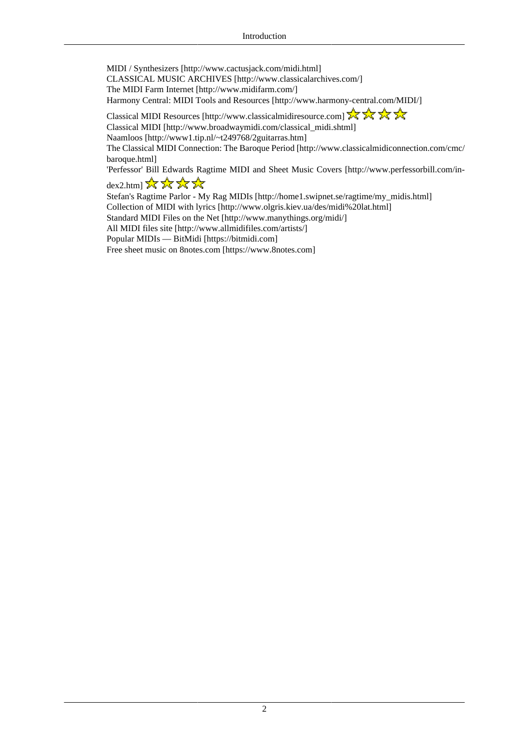MIDI / Synthesizers [http://www.cactusjack.com/midi.html]
CLASSICAL MUSIC ARCHIVES [http://www.classicalarchives.com/]
The MIDI Farm Internet [http://www.midifarm.com/]
Harmony Central: MIDI Tools and Resources [http://www.harmony-central.com/MIDI/]
Classical MIDI Resources [http://www.classicalmidiresource.com] ★★★★
Classical MIDI [http://www.broadwaymidi.com/classical_midi.shtml]
Naamloos [http://www1.tip.nl/~t249768/2guitarras.htm]
The Classical MIDI Connection: The Baroque Period [http://www.classicalmidiconnection.com/cmc/baroque.html]
'Perfessor' Bill Edwards Ragtime MIDI and Sheet Music Covers [http://www.perfessorbill.com/index2.htm] ★★★★
Stefan's Ragtime Parlor - My Rag MIDIs [http://home1.swipnet.se/ragtime/my_midis.html]
Collection of MIDI with lyrics [http://www.olgris.kiev.ua/des/midi%20lat.html]
Standard MIDI Files on the Net [http://www.manythings.org/midi/]
All MIDI files site [http://www.allmidifiles.com/artists/]
Popular MIDIs — BitMidi [https://bitmidi.com]
Free sheet music on 8notes.com [https://www.8notes.com]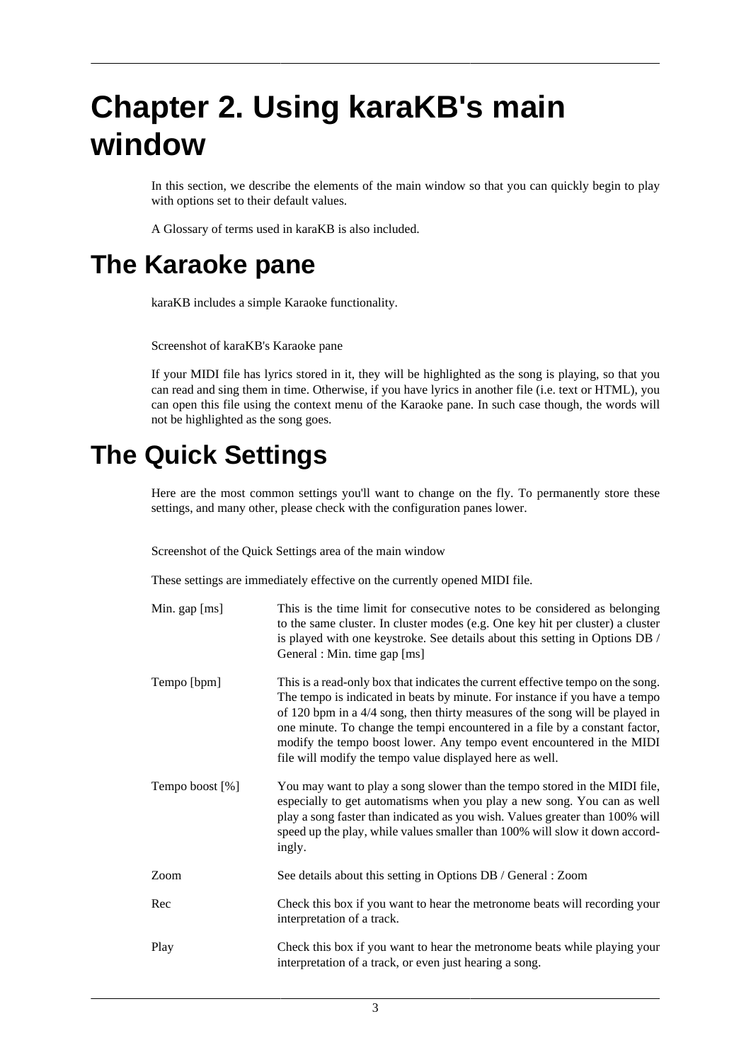# Chapter 2. Using karaKB's main window

In this section, we describe the elements of the main window so that you can quickly begin to play with options set to their default values.

A Glossary of terms used in karaKB is also included.

## The Karaoke pane

karaKB includes a simple Karaoke functionality.

Screenshot of karaKB's Karaoke pane

If your MIDI file has lyrics stored in it, they will be highlighted as the song is playing, so that you can read and sing them in time. Otherwise, if you have lyrics in another file (i.e. text or HTML), you can open this file using the context menu of the Karaoke pane. In such case though, the words will not be highlighted as the song goes.

## The Quick Settings

Here are the most common settings you'll want to change on the fly. To permanently store these settings, and many other, please check with the configuration panes lower.

Screenshot of the Quick Settings area of the main window

These settings are immediately effective on the currently opened MIDI file.

Min. gap [ms]
: This is the time limit for consecutive notes to be considered as belonging to the same cluster. In cluster modes (e.g. One key hit per cluster) a cluster is played with one keystroke. See details about this setting in Options DB / General : Min. time gap [ms]

Tempo [bpm]
: This is a read-only box that indicates the current effective tempo on the song. The tempo is indicated in beats by minute. For instance if you have a tempo of 120 bpm in a 4/4 song, then thirty measures of the song will be played in one minute. To change the tempi encountered in a file by a constant factor, modify the tempo boost lower. Any tempo event encountered in the MIDI file will modify the tempo value displayed here as well.

Tempo boost [%]
: You may want to play a song slower than the tempo stored in the MIDI file, especially to get automatisms when you play a new song. You can as well play a song faster than indicated as you wish. Values greater than 100% will speed up the play, while values smaller than 100% will slow it down accordingly.

Zoom
: See details about this setting in Options DB / General : Zoom

Rec
: Check this box if you want to hear the metronome beats will recording your interpretation of a track.

Play
: Check this box if you want to hear the metronome beats while playing your interpretation of a track, or even just hearing a song.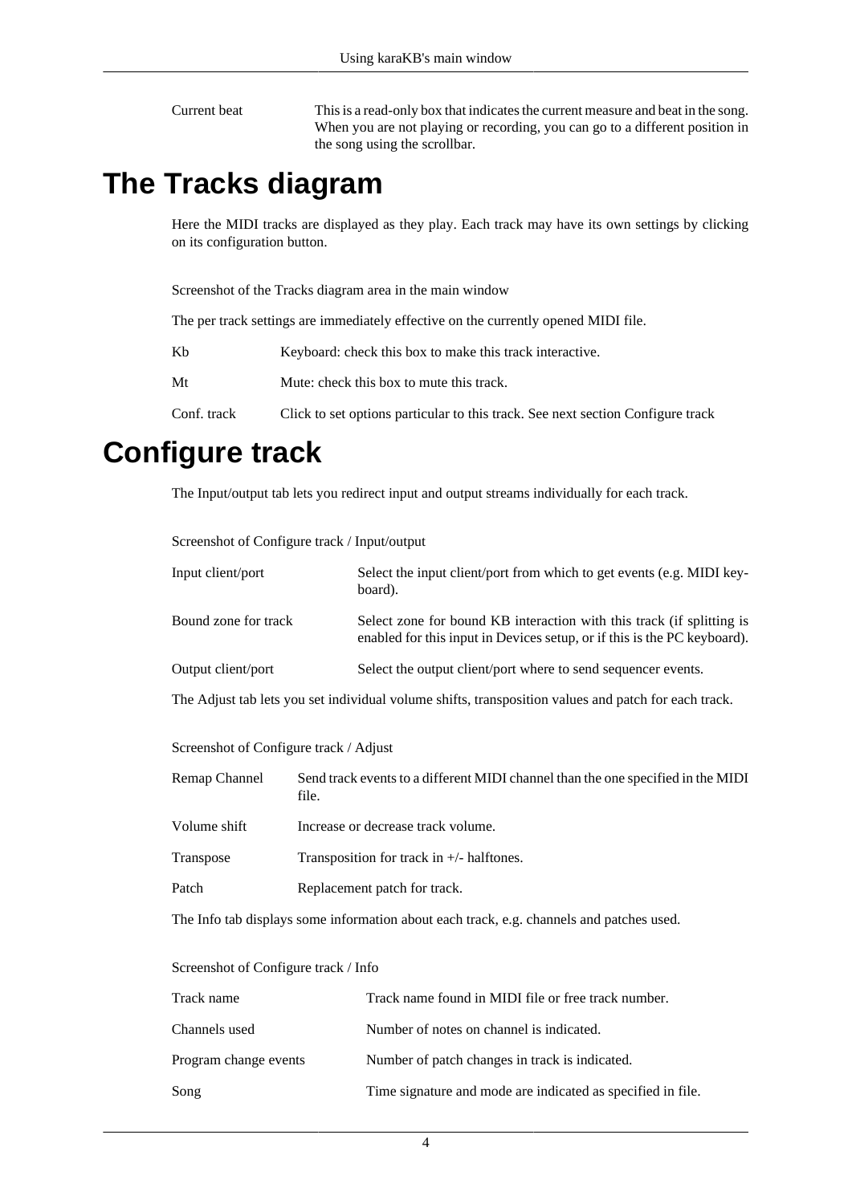| | |
|---|---|
| Current beat | This is a read-only box that indicates the current measure and beat in the song. When you are not playing or recording, you can go to a different position in the song using the scrollbar. |

# The Tracks diagram

Here the MIDI tracks are displayed as they play. Each track may have its own settings by clicking on its configuration button.

Screenshot of the Tracks diagram area in the main window

The per track settings are immediately effective on the currently opened MIDI file.

| | |
|---|---|
| Kb | Keyboard: check this box to make this track interactive. |
| Mt | Mute: check this box to mute this track. |
| Conf. track | Click to set options particular to this track. See next section Configure track |

# Configure track

The Input/output tab lets you redirect input and output streams individually for each track.

Screenshot of Configure track / Input/output

| | |
|---|---|
| Input client/port | Select the input client/port from which to get events (e.g. MIDI keyboard). |
| Bound zone for track | Select zone for bound KB interaction with this track (if splitting is enabled for this input in Devices setup, or if this is the PC keyboard). |
| Output client/port | Select the output client/port where to send sequencer events. |

The Adjust tab lets you set individual volume shifts, transposition values and patch for each track.

Screenshot of Configure track / Adjust

| | |
|---|---|
| Remap Channel | Send track events to a different MIDI channel than the one specified in the MIDI file. |
| Volume shift | Increase or decrease track volume. |
| Transpose | Transposition for track in +/- halftones. |
| Patch | Replacement patch for track. |

The Info tab displays some information about each track, e.g. channels and patches used.

Screenshot of Configure track / Info

| | |
|---|---|
| Track name | Track name found in MIDI file or free track number. |
| Channels used | Number of notes on channel is indicated. |
| Program change events | Number of patch changes in track is indicated. |
| Song | Time signature and mode are indicated as specified in file. |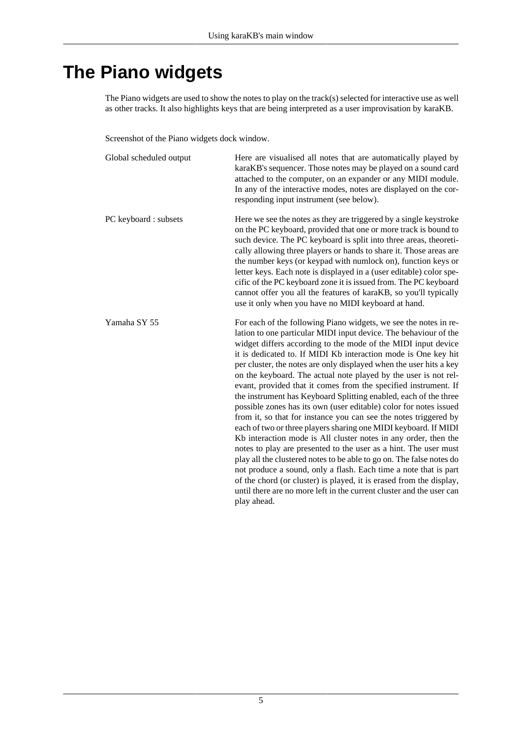# The Piano widgets

The Piano widgets are used to show the notes to play on the track(s) selected for interactive use as well as other tracks. It also highlights keys that are being interpreted as a user improvisation by karaKB.

Screenshot of the Piano widgets dock window.

Global scheduled output
: Here are visualised all notes that are automatically played by karaKB's sequencer. Those notes may be played on a sound card attached to the computer, on an expander or any MIDI module. In any of the interactive modes, notes are displayed on the corresponding input instrument (see below).

PC keyboard : subsets
: Here we see the notes as they are triggered by a single keystroke on the PC keyboard, provided that one or more track is bound to such device. The PC keyboard is split into three areas, theoretically allowing three players or hands to share it. Those areas are the number keys (or keypad with numlock on), function keys or letter keys. Each note is displayed in a (user editable) color specific of the PC keyboard zone it is issued from. The PC keyboard cannot offer you all the features of karaKB, so you'll typically use it only when you have no MIDI keyboard at hand.

Yamaha SY 55
: For each of the following Piano widgets, we see the notes in relation to one particular MIDI input device. The behaviour of the widget differs according to the mode of the MIDI input device it is dedicated to. If MIDI Kb interaction mode is One key hit per cluster, the notes are only displayed when the user hits a key on the keyboard. The actual note played by the user is not relevant, provided that it comes from the specified instrument. If the instrument has Keyboard Splitting enabled, each of the three possible zones has its own (user editable) color for notes issued from it, so that for instance you can see the notes triggered by each of two or three players sharing one MIDI keyboard. If MIDI Kb interaction mode is All cluster notes in any order, then the notes to play are presented to the user as a hint. The user must play all the clustered notes to be able to go on. The false notes do not produce a sound, only a flash. Each time a note that is part of the chord (or cluster) is played, it is erased from the display, until there are no more left in the current cluster and the user can play ahead.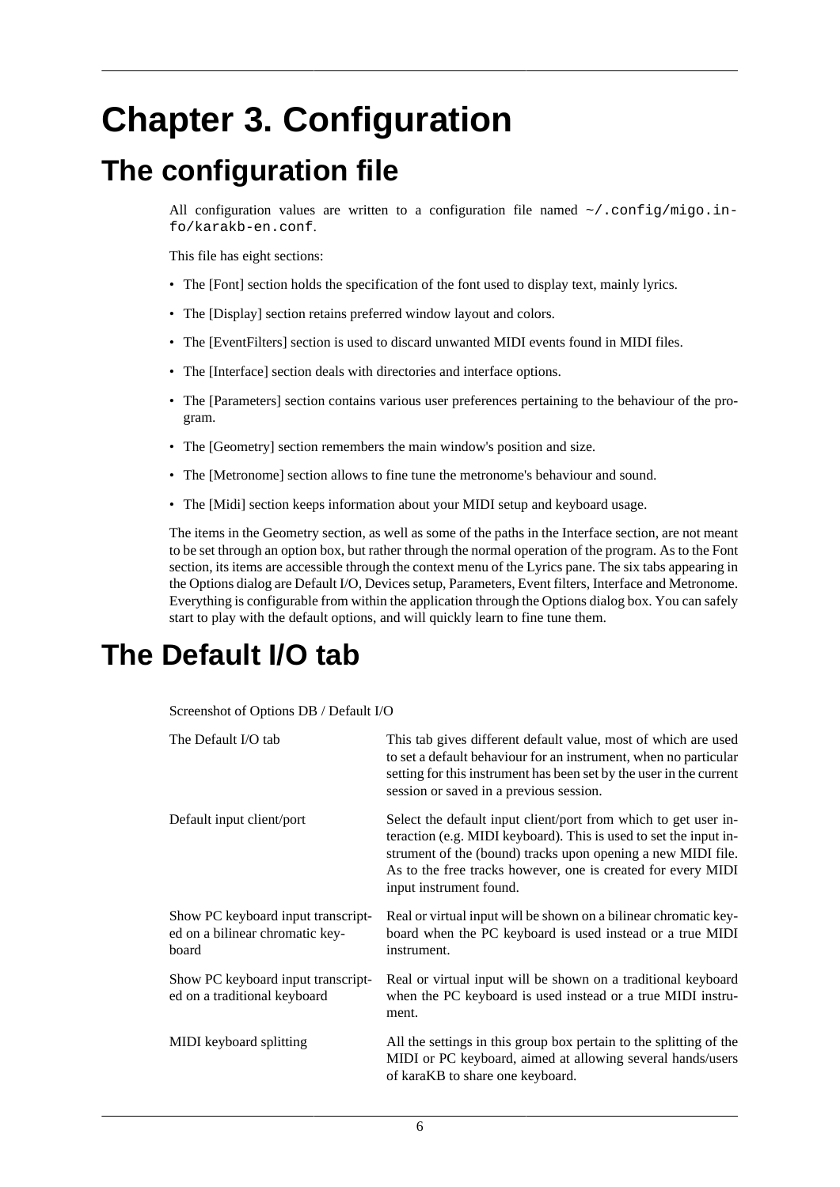# Chapter 3. Configuration

## The configuration file

All configuration values are written to a configuration file named `~/.config/migo.info/karakb-en.conf`.

This file has eight sections:

- The [Font] section holds the specification of the font used to display text, mainly lyrics.
- The [Display] section retains preferred window layout and colors.
- The [EventFilters] section is used to discard unwanted MIDI events found in MIDI files.
- The [Interface] section deals with directories and interface options.
- The [Parameters] section contains various user preferences pertaining to the behaviour of the program.
- The [Geometry] section remembers the main window's position and size.
- The [Metronome] section allows to fine tune the metronome's behaviour and sound.
- The [Midi] section keeps information about your MIDI setup and keyboard usage.

The items in the Geometry section, as well as some of the paths in the Interface section, are not meant to be set through an option box, but rather through the normal operation of the program. As to the Font section, its items are accessible through the context menu of the Lyrics pane. The six tabs appearing in the Options dialog are Default I/O, Devices setup, Parameters, Event filters, Interface and Metronome. Everything is configurable from within the application through the Options dialog box. You can safely start to play with the default options, and will quickly learn to fine tune them.

## The Default I/O tab

Screenshot of Options DB / Default I/O

| | |
|---|---|
| The Default I/O tab | This tab gives different default value, most of which are used to set a default behaviour for an instrument, when no particular setting for this instrument has been set by the user in the current session or saved in a previous session. |
| Default input client/port | Select the default input client/port from which to get user interaction (e.g. MIDI keyboard). This is used to set the input instrument of the (bound) tracks upon opening a new MIDI file. As to the free tracks however, one is created for every MIDI input instrument found. |
| Show PC keyboard input transcripted on a bilinear chromatic keyboard | Real or virtual input will be shown on a bilinear chromatic keyboard when the PC keyboard is used instead or a true MIDI instrument. |
| Show PC keyboard input transcripted on a traditional keyboard | Real or virtual input will be shown on a traditional keyboard when the PC keyboard is used instead or a true MIDI instrument. |
| MIDI keyboard splitting | All the settings in this group box pertain to the splitting of the MIDI or PC keyboard, aimed at allowing several hands/users of karaKB to share one keyboard. |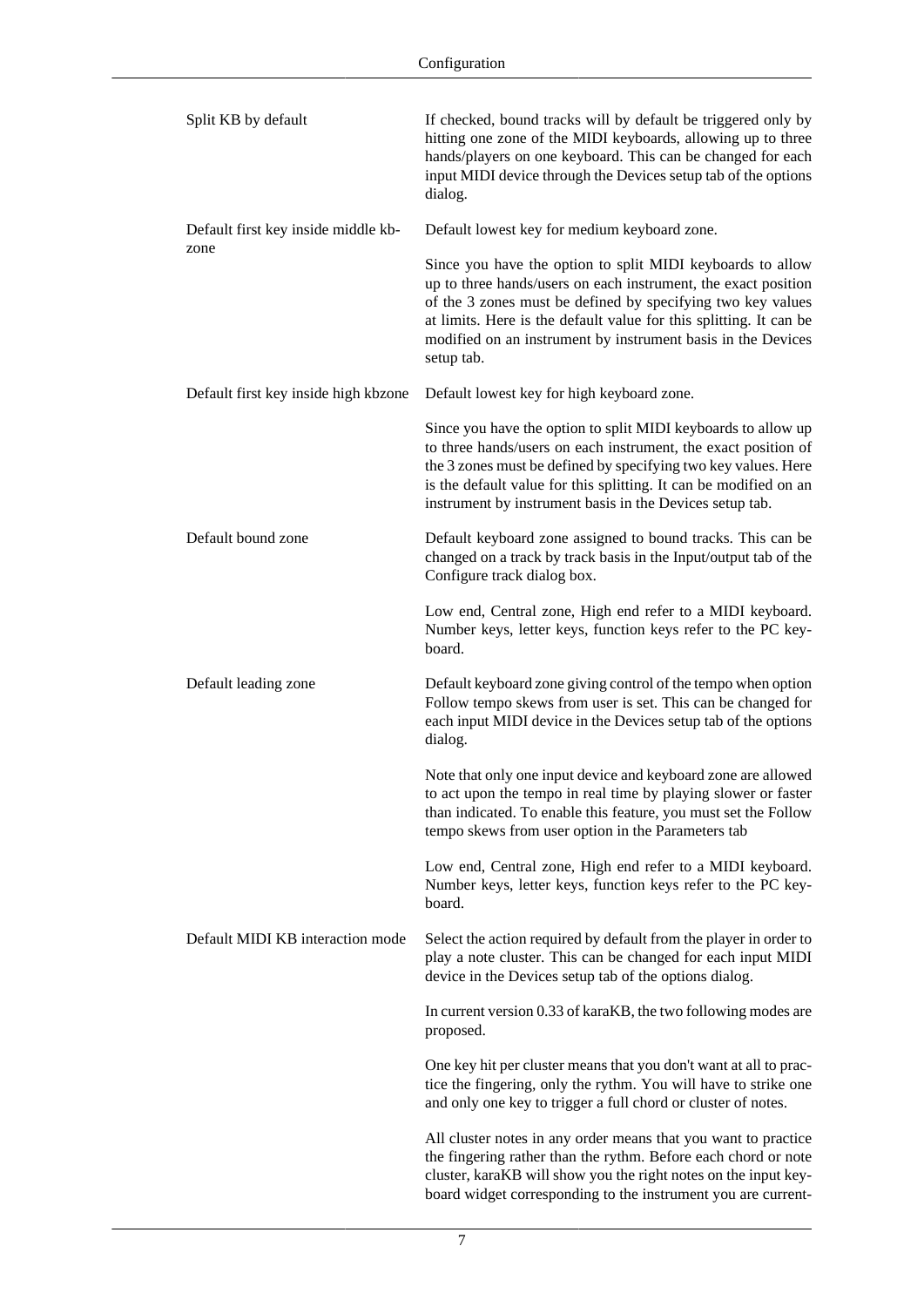| | |
|---|---|
| Split KB by default | If checked, bound tracks will by default be triggered only by hitting one zone of the MIDI keyboards, allowing up to three hands/players on one keyboard. This can be changed for each input MIDI device through the Devices setup tab of the options dialog. |
| Default first key inside middle kb-zone | Default lowest key for medium keyboard zone.<br><br>Since you have the option to split MIDI keyboards to allow up to three hands/users on each instrument, the exact position of the 3 zones must be defined by specifying two key values at limits. Here is the default value for this splitting. It can be modified on an instrument by instrument basis in the Devices setup tab. |
| Default first key inside high kbzone | Default lowest key for high keyboard zone.<br><br>Since you have the option to split MIDI keyboards to allow up to three hands/users on each instrument, the exact position of the 3 zones must be defined by specifying two key values. Here is the default value for this splitting. It can be modified on an instrument by instrument basis in the Devices setup tab. |
| Default bound zone | Default keyboard zone assigned to bound tracks. This can be changed on a track by track basis in the Input/output tab of the Configure track dialog box.<br><br>Low end, Central zone, High end refer to a MIDI keyboard. Number keys, letter keys, function keys refer to the PC keyboard. |
| Default leading zone | Default keyboard zone giving control of the tempo when option Follow tempo skews from user is set. This can be changed for each input MIDI device in the Devices setup tab of the options dialog.<br><br>Note that only one input device and keyboard zone are allowed to act upon the tempo in real time by playing slower or faster than indicated. To enable this feature, you must set the Follow tempo skews from user option in the Parameters tab<br><br>Low end, Central zone, High end refer to a MIDI keyboard. Number keys, letter keys, function keys refer to the PC keyboard. |
| Default MIDI KB interaction mode | Select the action required by default from the player in order to play a note cluster. This can be changed for each input MIDI device in the Devices setup tab of the options dialog.<br><br>In current version 0.33 of karaKB, the two following modes are proposed.<br><br>One key hit per cluster means that you don't want at all to practice the fingering, only the rythm. You will have to strike one and only one key to trigger a full chord or cluster of notes.<br><br>All cluster notes in any order means that you want to practice the fingering rather than the rythm. Before each chord or note cluster, karaKB will show you the right notes on the input keyboard widget corresponding to the instrument you are current- |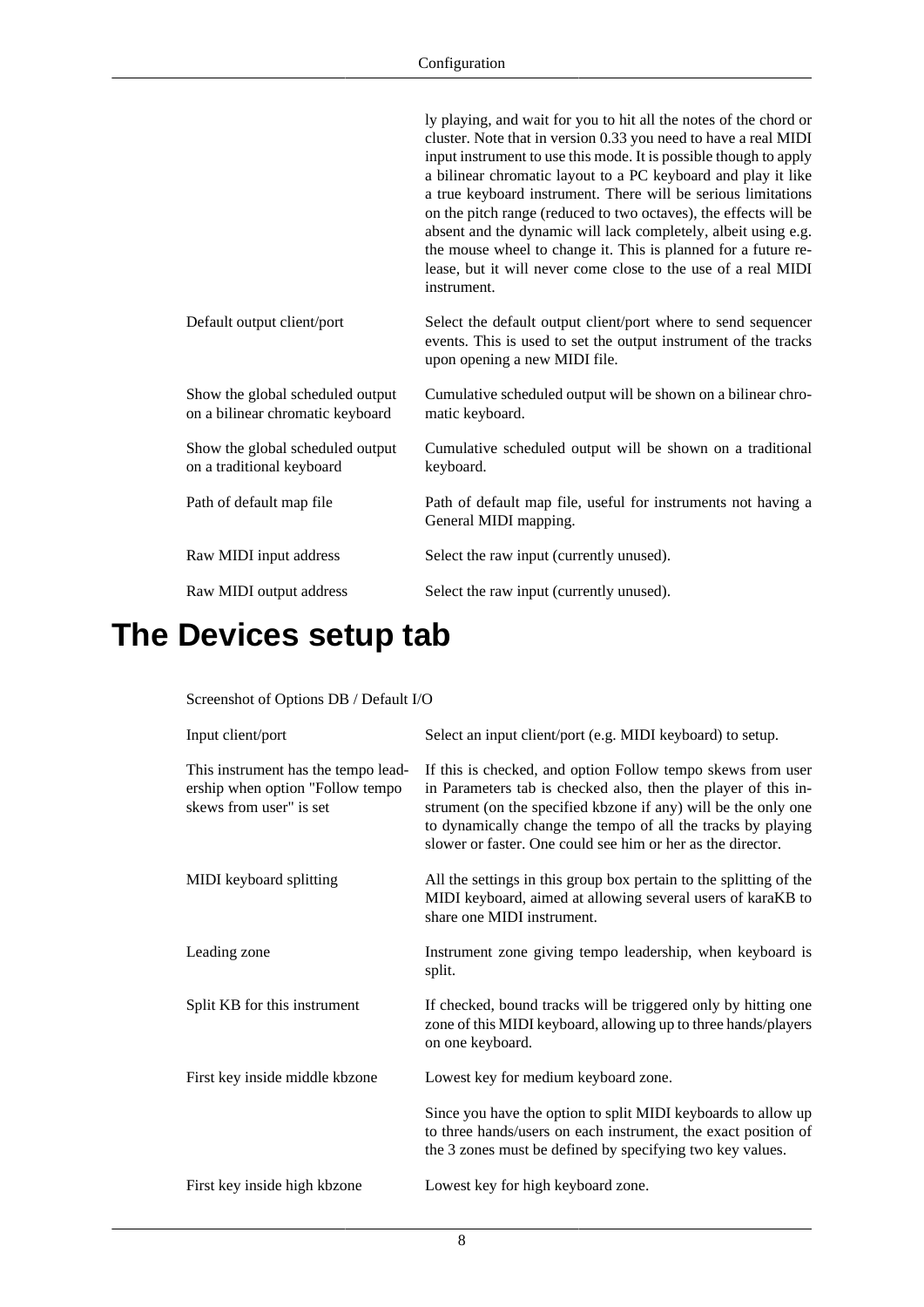| | |
|---|---|
| | ly playing, and wait for you to hit all the notes of the chord or cluster. Note that in version 0.33 you need to have a real MIDI input instrument to use this mode. It is possible though to apply a bilinear chromatic layout to a PC keyboard and play it like a true keyboard instrument. There will be serious limitations on the pitch range (reduced to two octaves), the effects will be absent and the dynamic will lack completely, albeit using e.g. the mouse wheel to change it. This is planned for a future release, but it will never come close to the use of a real MIDI instrument. |
| Default output client/port | Select the default output client/port where to send sequencer events. This is used to set the output instrument of the tracks upon opening a new MIDI file. |
| Show the global scheduled output on a bilinear chromatic keyboard | Cumulative scheduled output will be shown on a bilinear chromatic keyboard. |
| Show the global scheduled output on a traditional keyboard | Cumulative scheduled output will be shown on a traditional keyboard. |
| Path of default map file | Path of default map file, useful for instruments not having a General MIDI mapping. |
| Raw MIDI input address | Select the raw input (currently unused). |
| Raw MIDI output address | Select the raw input (currently unused). |

# The Devices setup tab

Screenshot of Options DB / Default I/O

| | |
|---|---|
| Input client/port | Select an input client/port (e.g. MIDI keyboard) to setup. |
| This instrument has the tempo leadership when option "Follow tempo skews from user" is set | If this is checked, and option Follow tempo skews from user in Parameters tab is checked also, then the player of this instrument (on the specified kbzone if any) will be the only one to dynamically change the tempo of all the tracks by playing slower or faster. One could see him or her as the director. |
| MIDI keyboard splitting | All the settings in this group box pertain to the splitting of the MIDI keyboard, aimed at allowing several users of karaKB to share one MIDI instrument. |
| Leading zone | Instrument zone giving tempo leadership, when keyboard is split. |
| Split KB for this instrument | If checked, bound tracks will be triggered only by hitting one zone of this MIDI keyboard, allowing up to three hands/players on one keyboard. |
| First key inside middle kbzone | Lowest key for medium keyboard zone. |
| | Since you have the option to split MIDI keyboards to allow up to three hands/users on each instrument, the exact position of the 3 zones must be defined by specifying two key values. |
| First key inside high kbzone | Lowest key for high keyboard zone. |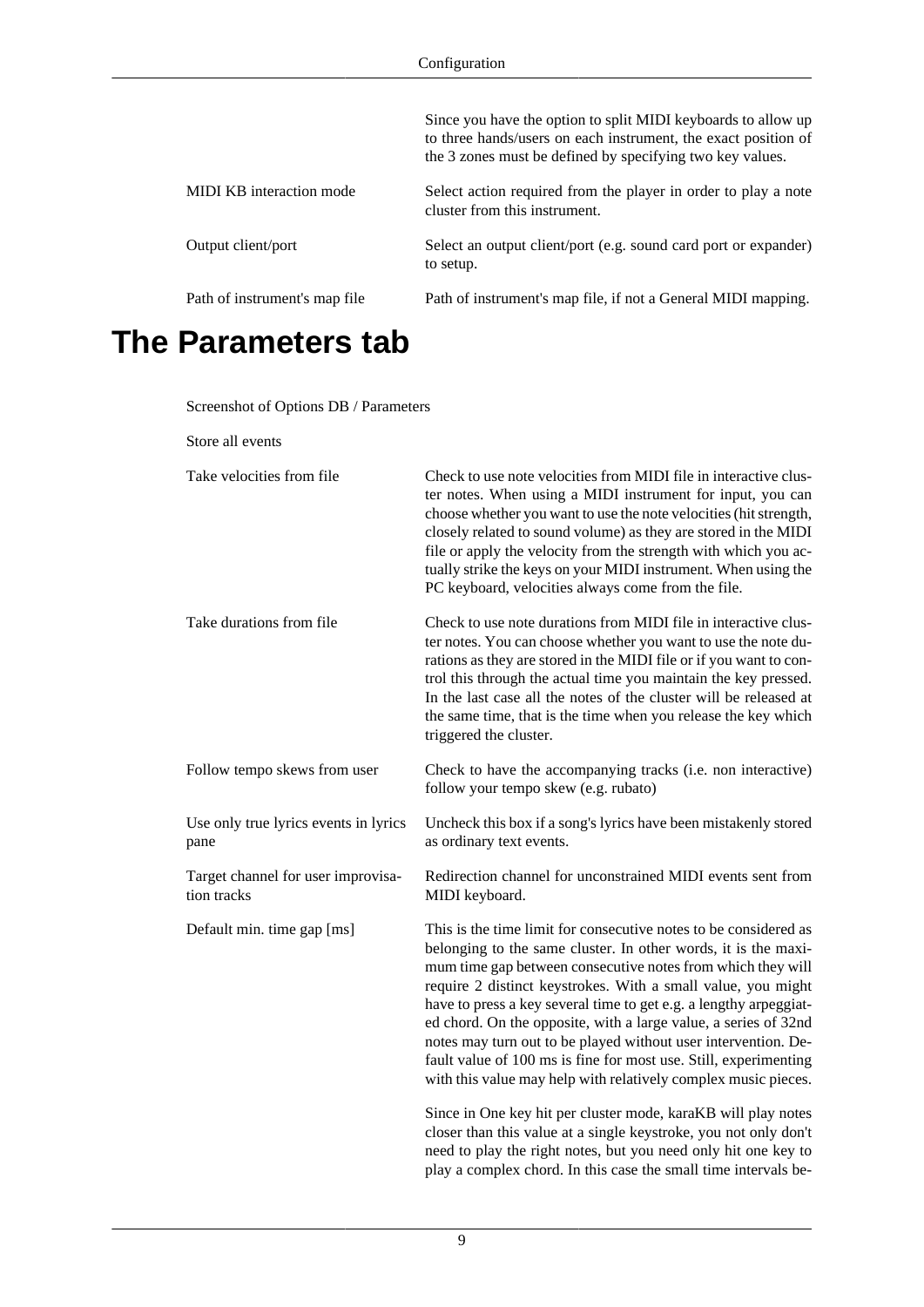| | |
|---|---|
| | Since you have the option to split MIDI keyboards to allow up to three hands/users on each instrument, the exact position of the 3 zones must be defined by specifying two key values. |
| MIDI KB interaction mode | Select action required from the player in order to play a note cluster from this instrument. |
| Output client/port | Select an output client/port (e.g. sound card port or expander) to setup. |
| Path of instrument's map file | Path of instrument's map file, if not a General MIDI mapping. |

# The Parameters tab

Screenshot of Options DB / Parameters

| | |
|---|---|
| Store all events | |
| Take velocities from file | Check to use note velocities from MIDI file in interactive cluster notes. When using a MIDI instrument for input, you can choose whether you want to use the note velocities (hit strength, closely related to sound volume) as they are stored in the MIDI file or apply the velocity from the strength with which you actually strike the keys on your MIDI instrument. When using the PC keyboard, velocities always come from the file. |
| Take durations from file | Check to use note durations from MIDI file in interactive cluster notes. You can choose whether you want to use the note durations as they are stored in the MIDI file or if you want to control this through the actual time you maintain the key pressed. In the last case all the notes of the cluster will be released at the same time, that is the time when you release the key which triggered the cluster. |
| Follow tempo skews from user | Check to have the accompanying tracks (i.e. non interactive) follow your tempo skew (e.g. rubato) |
| Use only true lyrics events in lyrics pane | Uncheck this box if a song's lyrics have been mistakenly stored as ordinary text events. |
| Target channel for user improvisation tracks | Redirection channel for unconstrained MIDI events sent from MIDI keyboard. |
| Default min. time gap [ms] | This is the time limit for consecutive notes to be considered as belonging to the same cluster. In other words, it is the maximum time gap between consecutive notes from which they will require 2 distinct keystrokes. With a small value, you might have to press a key several time to get e.g. a lengthy arpeggiated chord. On the opposite, with a large value, a series of 32nd notes may turn out to be played without user intervention. Default value of 100 ms is fine for most use. Still, experimenting with this value may help with relatively complex music pieces.<br><br>Since in One key hit per cluster mode, karaKB will play notes closer than this value at a single keystroke, you not only don't need to play the right notes, but you need only hit one key to play a complex chord. In this case the small time intervals be- |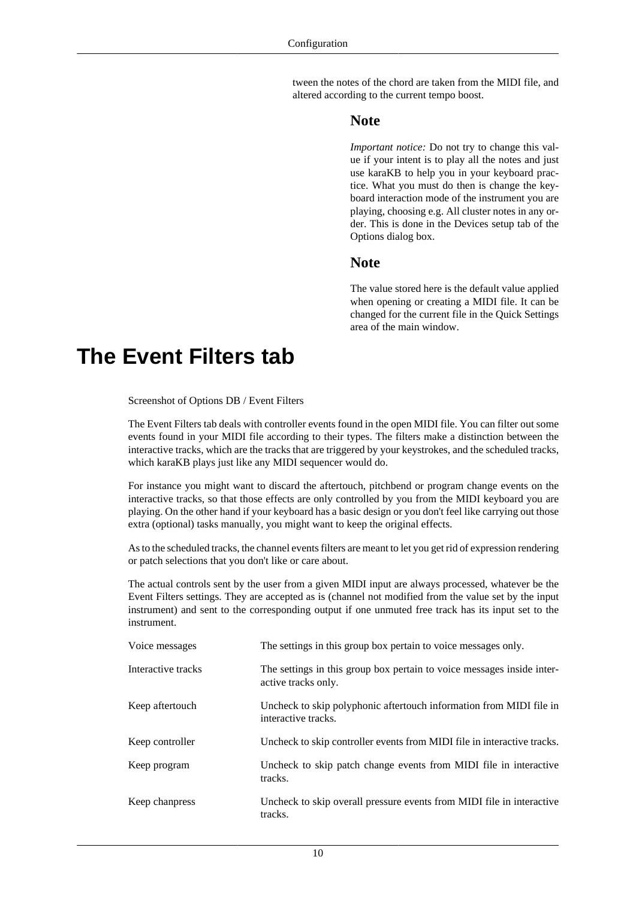tween the notes of the chord are taken from the MIDI file, and altered according to the current tempo boost.

### Note

*Important notice:* Do not try to change this value if your intent is to play all the notes and just use karaKB to help you in your keyboard practice. What you must do then is change the keyboard interaction mode of the instrument you are playing, choosing e.g. All cluster notes in any order. This is done in the Devices setup tab of the Options dialog box.

### Note

The value stored here is the default value applied when opening or creating a MIDI file. It can be changed for the current file in the Quick Settings area of the main window.

# The Event Filters tab

Screenshot of Options DB / Event Filters

The Event Filters tab deals with controller events found in the open MIDI file. You can filter out some events found in your MIDI file according to their types. The filters make a distinction between the interactive tracks, which are the tracks that are triggered by your keystrokes, and the scheduled tracks, which karaKB plays just like any MIDI sequencer would do.

For instance you might want to discard the aftertouch, pitchbend or program change events on the interactive tracks, so that those effects are only controlled by you from the MIDI keyboard you are playing. On the other hand if your keyboard has a basic design or you don't feel like carrying out those extra (optional) tasks manually, you might want to keep the original effects.

As to the scheduled tracks, the channel events filters are meant to let you get rid of expression rendering or patch selections that you don't like or care about.

The actual controls sent by the user from a given MIDI input are always processed, whatever be the Event Filters settings. They are accepted as is (channel not modified from the value set by the input instrument) and sent to the corresponding output if one unmuted free track has its input set to the instrument.

| | |
|---|---|
| Voice messages | The settings in this group box pertain to voice messages only. |
| Interactive tracks | The settings in this group box pertain to voice messages inside interactive tracks only. |
| Keep aftertouch | Uncheck to skip polyphonic aftertouch information from MIDI file in interactive tracks. |
| Keep controller | Uncheck to skip controller events from MIDI file in interactive tracks. |
| Keep program | Uncheck to skip patch change events from MIDI file in interactive tracks. |
| Keep chanpress | Uncheck to skip overall pressure events from MIDI file in interactive tracks. |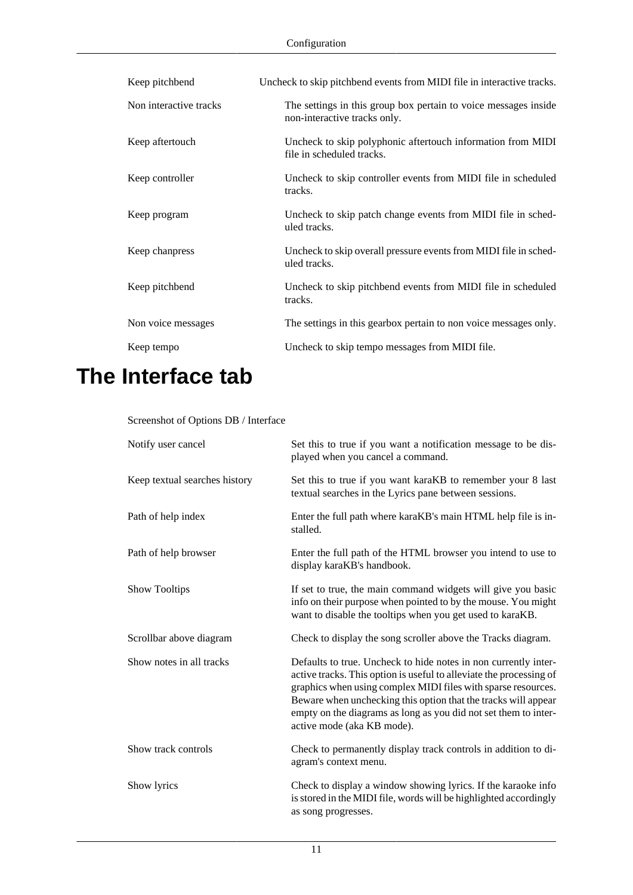| | |
|---|---|
| Keep pitchbend | Uncheck to skip pitchbend events from MIDI file in interactive tracks. |
| Non interactive tracks | The settings in this group box pertain to voice messages inside non-interactive tracks only. |
| Keep aftertouch | Uncheck to skip polyphonic aftertouch information from MIDI file in scheduled tracks. |
| Keep controller | Uncheck to skip controller events from MIDI file in scheduled tracks. |
| Keep program | Uncheck to skip patch change events from MIDI file in scheduled tracks. |
| Keep chanpress | Uncheck to skip overall pressure events from MIDI file in scheduled tracks. |
| Keep pitchbend | Uncheck to skip pitchbend events from MIDI file in scheduled tracks. |
| Non voice messages | The settings in this gearbox pertain to non voice messages only. |
| Keep tempo | Uncheck to skip tempo messages from MIDI file. |

# The Interface tab

Screenshot of Options DB / Interface

| | |
|---|---|
| Notify user cancel | Set this to true if you want a notification message to be displayed when you cancel a command. |
| Keep textual searches history | Set this to true if you want karaKB to remember your 8 last textual searches in the Lyrics pane between sessions. |
| Path of help index | Enter the full path where karaKB's main HTML help file is installed. |
| Path of help browser | Enter the full path of the HTML browser you intend to use to display karaKB's handbook. |
| Show Tooltips | If set to true, the main command widgets will give you basic info on their purpose when pointed to by the mouse. You might want to disable the tooltips when you get used to karaKB. |
| Scrollbar above diagram | Check to display the song scroller above the Tracks diagram. |
| Show notes in all tracks | Defaults to true. Uncheck to hide notes in non currently interactive tracks. This option is useful to alleviate the processing of graphics when using complex MIDI files with sparse resources. Beware when unchecking this option that the tracks will appear empty on the diagrams as long as you did not set them to interactive mode (aka KB mode). |
| Show track controls | Check to permanently display track controls in addition to diagram's context menu. |
| Show lyrics | Check to display a window showing lyrics. If the karaoke info is stored in the MIDI file, words will be highlighted accordingly as song progresses. |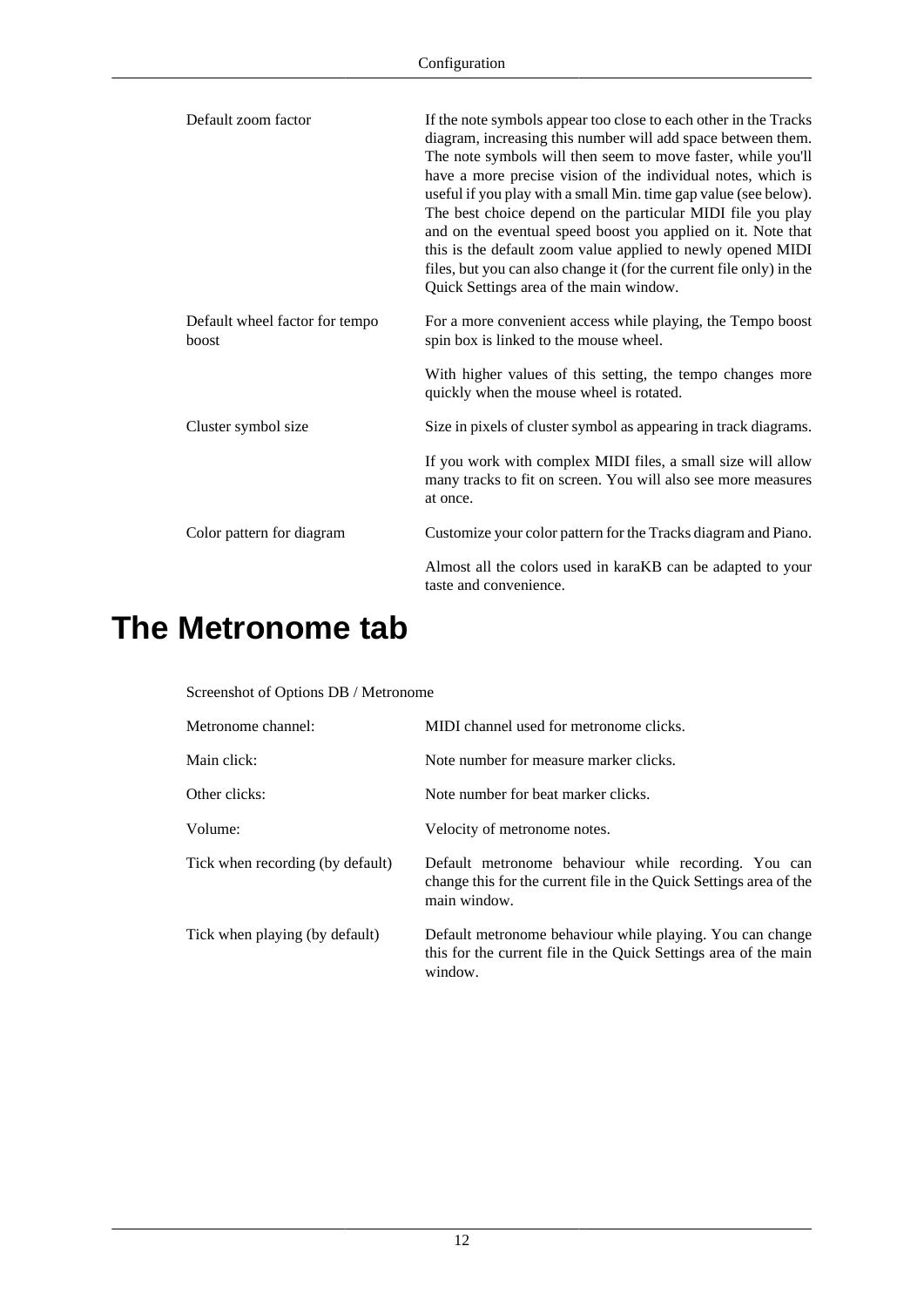| | |
|---|---|
| Default zoom factor | If the note symbols appear too close to each other in the Tracks diagram, increasing this number will add space between them. The note symbols will then seem to move faster, while you'll have a more precise vision of the individual notes, which is useful if you play with a small Min. time gap value (see below). The best choice depend on the particular MIDI file you play and on the eventual speed boost you applied on it. Note that this is the default zoom value applied to newly opened MIDI files, but you can also change it (for the current file only) in the Quick Settings area of the main window. |
| Default wheel factor for tempo boost | For a more convenient access while playing, the Tempo boost spin box is linked to the mouse wheel.<br><br>With higher values of this setting, the tempo changes more quickly when the mouse wheel is rotated. |
| Cluster symbol size | Size in pixels of cluster symbol as appearing in track diagrams.<br><br>If you work with complex MIDI files, a small size will allow many tracks to fit on screen. You will also see more measures at once. |
| Color pattern for diagram | Customize your color pattern for the Tracks diagram and Piano.<br><br>Almost all the colors used in karaKB can be adapted to your taste and convenience. |

# The Metronome tab

Screenshot of Options DB / Metronome

| | |
|---|---|
| Metronome channel: | MIDI channel used for metronome clicks. |
| Main click: | Note number for measure marker clicks. |
| Other clicks: | Note number for beat marker clicks. |
| Volume: | Velocity of metronome notes. |
| Tick when recording (by default) | Default metronome behaviour while recording. You can change this for the current file in the Quick Settings area of the main window. |
| Tick when playing (by default) | Default metronome behaviour while playing. You can change this for the current file in the Quick Settings area of the main window. |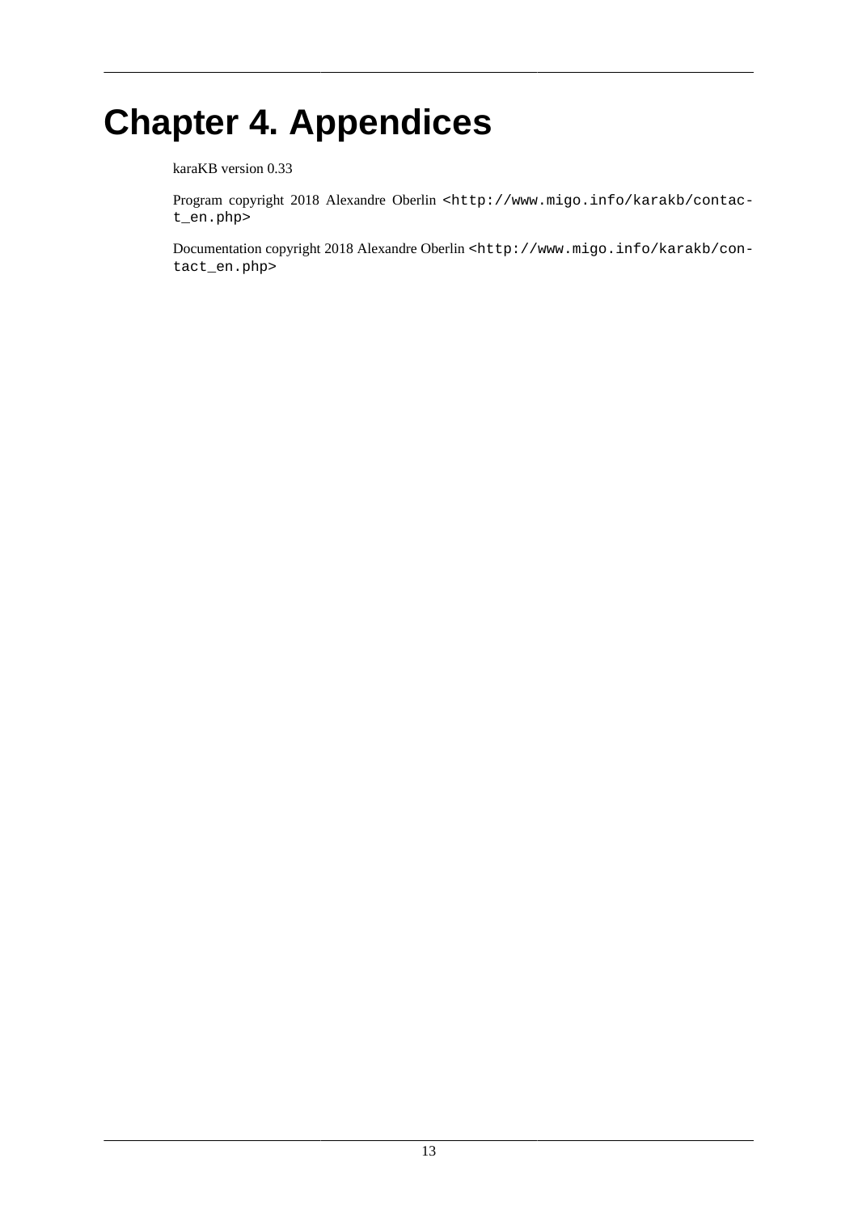# Chapter 4. Appendices

karaKB version 0.33

Program copyright 2018 Alexandre Oberlin <http://www.migo.info/karakb/contact_en.php>

Documentation copyright 2018 Alexandre Oberlin <http://www.migo.info/karakb/contact_en.php>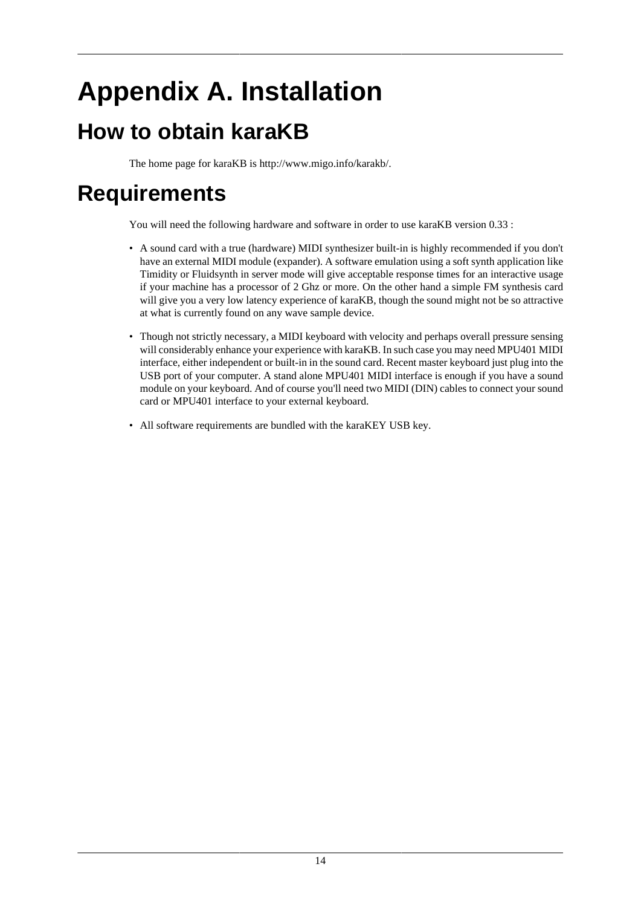# Appendix A. Installation

## How to obtain karaKB

The home page for karaKB is http://www.migo.info/karakb/.

## Requirements

You will need the following hardware and software in order to use karaKB version 0.33 :

- A sound card with a true (hardware) MIDI synthesizer built-in is highly recommended if you don't have an external MIDI module (expander). A software emulation using a soft synth application like Timidity or Fluidsynth in server mode will give acceptable response times for an interactive usage if your machine has a processor of 2 Ghz or more. On the other hand a simple FM synthesis card will give you a very low latency experience of karaKB, though the sound might not be so attractive at what is currently found on any wave sample device.
- Though not strictly necessary, a MIDI keyboard with velocity and perhaps overall pressure sensing will considerably enhance your experience with karaKB. In such case you may need MPU401 MIDI interface, either independent or built-in in the sound card. Recent master keyboard just plug into the USB port of your computer. A stand alone MPU401 MIDI interface is enough if you have a sound module on your keyboard. And of course you'll need two MIDI (DIN) cables to connect your sound card or MPU401 interface to your external keyboard.
- All software requirements are bundled with the karaKEY USB key.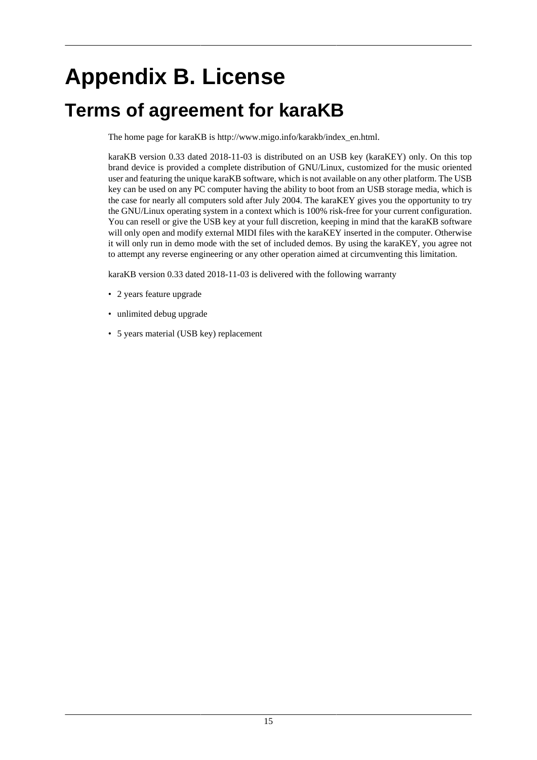# Appendix B. License

## Terms of agreement for karaKB

The home page for karaKB is http://www.migo.info/karakb/index_en.html.

karaKB version 0.33 dated 2018-11-03 is distributed on an USB key (karaKEY) only. On this top brand device is provided a complete distribution of GNU/Linux, customized for the music oriented user and featuring the unique karaKB software, which is not available on any other platform. The USB key can be used on any PC computer having the ability to boot from an USB storage media, which is the case for nearly all computers sold after July 2004. The karaKEY gives you the opportunity to try the GNU/Linux operating system in a context which is 100% risk-free for your current configuration. You can resell or give the USB key at your full discretion, keeping in mind that the karaKB software will only open and modify external MIDI files with the karaKEY inserted in the computer. Otherwise it will only run in demo mode with the set of included demos. By using the karaKEY, you agree not to attempt any reverse engineering or any other operation aimed at circumventing this limitation.

karaKB version 0.33 dated 2018-11-03 is delivered with the following warranty

- 2 years feature upgrade
- unlimited debug upgrade
- 5 years material (USB key) replacement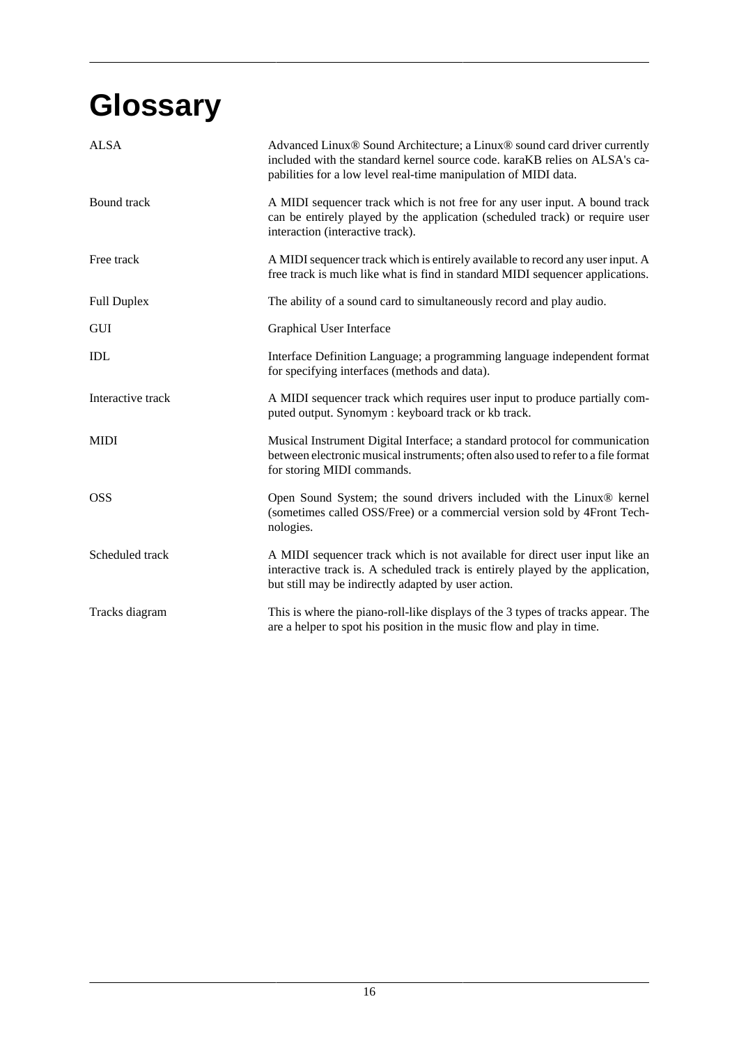# Glossary

ALSA
: Advanced Linux® Sound Architecture; a Linux® sound card driver currently included with the standard kernel source code. karaKB relies on ALSA's capabilities for a low level real-time manipulation of MIDI data.

Bound track
: A MIDI sequencer track which is not free for any user input. A bound track can be entirely played by the application (scheduled track) or require user interaction (interactive track).

Free track
: A MIDI sequencer track which is entirely available to record any user input. A free track is much like what is find in standard MIDI sequencer applications.

Full Duplex
: The ability of a sound card to simultaneously record and play audio.

GUI
: Graphical User Interface

IDL
: Interface Definition Language; a programming language independent format for specifying interfaces (methods and data).

Interactive track
: A MIDI sequencer track which requires user input to produce partially computed output. Synomym : keyboard track or kb track.

MIDI
: Musical Instrument Digital Interface; a standard protocol for communication between electronic musical instruments; often also used to refer to a file format for storing MIDI commands.

OSS
: Open Sound System; the sound drivers included with the Linux® kernel (sometimes called OSS/Free) or a commercial version sold by 4Front Technologies.

Scheduled track
: A MIDI sequencer track which is not available for direct user input like an interactive track is. A scheduled track is entirely played by the application, but still may be indirectly adapted by user action.

Tracks diagram
: This is where the piano-roll-like displays of the 3 types of tracks appear. The are a helper to spot his position in the music flow and play in time.